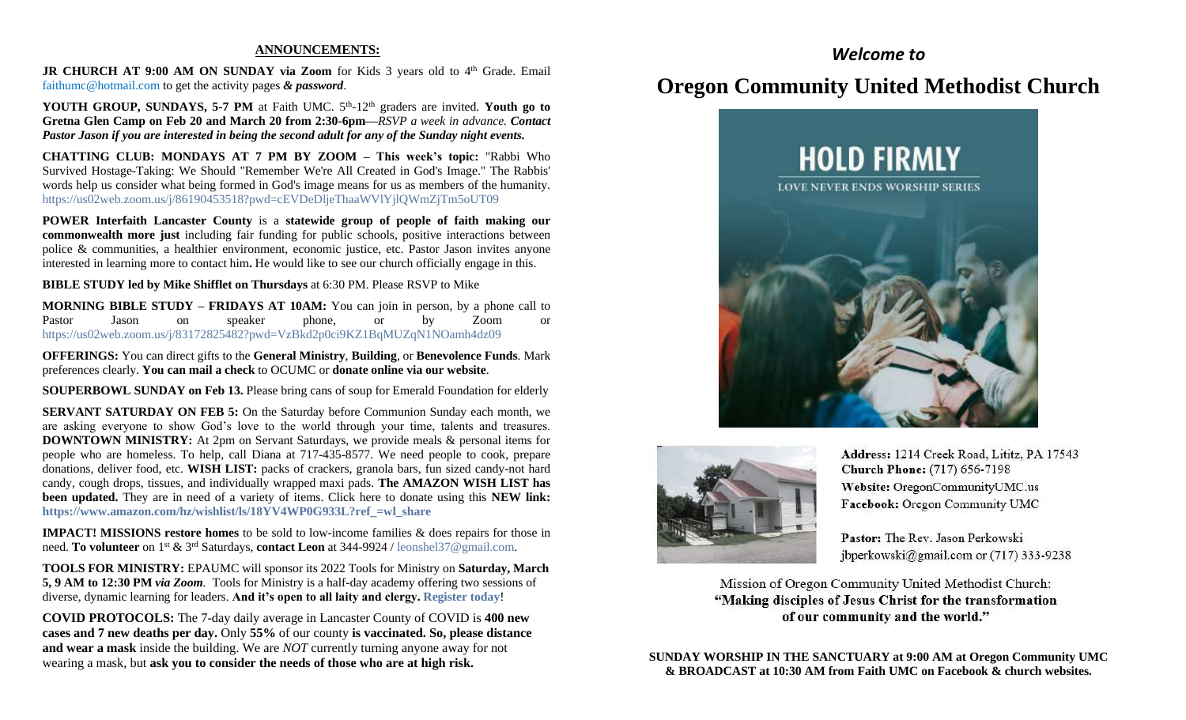## ANNOUNCEMENTS:

**JR CHURCH AT 9:00 AM ON SUNDAY via Zoom** for Kids 3 years old to 4th Grade. Email faithumc@hotmail.com to get the activity pages ***& password***.

**YOUTH GROUP, SUNDAYS, 5-7 PM** at Faith UMC. 5th-12th graders are invited. **Youth go to Gretna Glen Camp on Feb 20 and March 20 from 2:30-6pm—***RSVP a week in advance. **Contact Pastor Jason if you are interested in being the second adult for any of the Sunday night events.***

**CHATTING CLUB: MONDAYS AT 7 PM BY ZOOM – This week's topic:** "Rabbi Who Survived Hostage-Taking: We Should "Remember We're All Created in God's Image." The Rabbis' words help us consider what being formed in God's image means for us as members of the humanity. https://us02web.zoom.us/j/86190453518?pwd=cEVDeDljeThaaWVlYjlQWmZjTm5oUT09

**POWER Interfaith Lancaster County** is a **statewide group of people of faith making our commonwealth more just** including fair funding for public schools, positive interactions between police & communities, a healthier environment, economic justice, etc. Pastor Jason invites anyone interested in learning more to contact him**.** He would like to see our church officially engage in this.

**BIBLE STUDY led by Mike Shifflet on Thursdays** at 6:30 PM. Please RSVP to Mike

**MORNING BIBLE STUDY – FRIDAYS AT 10AM:** You can join in person, by a phone call to Pastor Jason on speaker phone, or by Zoom or https://us02web.zoom.us/j/83172825482?pwd=VzBkd2p0ci9KZ1BqMUZqN1NOamh4dz09

**OFFERINGS:** You can direct gifts to the **General Ministry**, **Building**, or **Benevolence Funds**. Mark preferences clearly. **You can mail a check** to OCUMC or **donate online via our website**.

**SOUPERBOWL SUNDAY on Feb 13.** Please bring cans of soup for Emerald Foundation for elderly

**SERVANT SATURDAY ON FEB 5:** On the Saturday before Communion Sunday each month, we are asking everyone to show God's love to the world through your time, talents and treasures. **DOWNTOWN MINISTRY:** At 2pm on Servant Saturdays, we provide meals & personal items for people who are homeless. To help, call Diana at 717-435-8577. We need people to cook, prepare donations, deliver food, etc. **WISH LIST:** packs of crackers, granola bars, fun sized candy-not hard candy, cough drops, tissues, and individually wrapped maxi pads. **The AMAZON WISH LIST has been updated.** They are in need of a variety of items. Click here to donate using this **NEW link: https://www.amazon.com/hz/wishlist/ls/18YV4WP0G933L?ref_=wl_share**

**IMPACT! MISSIONS restore homes** to be sold to low-income families & does repairs for those in need. **To volunteer** on 1st & 3rd Saturdays, **contact Leon** at 344-9924 / leonshel37@gmail.com.

**TOOLS FOR MINISTRY:** EPAUMC will sponsor its 2022 Tools for Ministry on **Saturday, March 5, 9 AM to 12:30 PM** ***via Zoom***. Tools for Ministry is a half-day academy offering two sessions of diverse, dynamic learning for leaders. **And it's open to all laity and clergy. Register today**!

**COVID PROTOCOLS:** The 7-day daily average in Lancaster County of COVID is **400 new cases and 7 new deaths per day.** Only **55%** of our county **is vaccinated. So, please distance and wear a mask** inside the building. We are *NOT* currently turning anyone away for not wearing a mask, but **ask you to consider the needs of those who are at high risk.**

*Welcome to*

# Oregon Community United Methodist Church

HOLD FIRMLY

LOVE NEVER ENDS WORSHIP SERIES

**Address:** 1214 Creek Road, Lititz, PA 17543
**Church Phone:** (717) 656-7198
**Website:** OregonCommunityUMC.us
**Facebook:** Oregon Community UMC

**Pastor:** The Rev. Jason Perkowski
jbperkowski@gmail.com or (717) 333-9238

Mission of Oregon Community United Methodist Church:
**"Making disciples of Jesus Christ for the transformation of our community and the world."**

**SUNDAY WORSHIP IN THE SANCTUARY at 9:00 AM at Oregon Community UMC & BROADCAST at 10:30 AM from Faith UMC on Facebook & church websites.**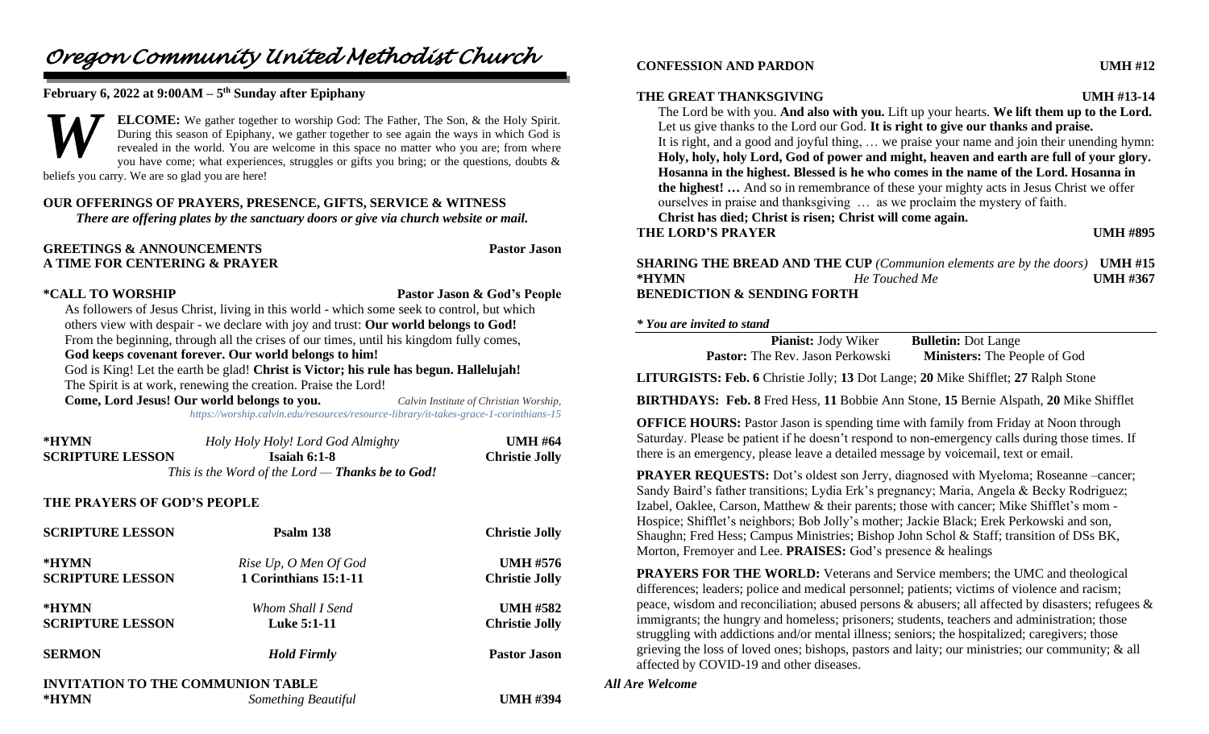# Oregon Community United Methodist Church

**February 6, 2022 at 9:00AM – 5th Sunday after Epiphany**

**WELCOME:** We gather together to worship God: The Father, The Son, & the Holy Spirit. During this season of Epiphany, we gather together to see again the ways in which God is revealed in the world. You are welcome in this space no matter who you are; from where you have come; what experiences, struggles or gifts you bring; or the questions, doubts & beliefs you carry. We are so glad you are here!

**OUR OFFERINGS OF PRAYERS, PRESENCE, GIFTS, SERVICE & WITNESS**
*There are offering plates by the sanctuary doors or give via church website or mail.*

**GREETINGS & ANNOUNCEMENTS** — **Pastor Jason**
**A TIME FOR CENTERING & PRAYER**

**\*CALL TO WORSHIP** — **Pastor Jason & God's People**

As followers of Jesus Christ, living in this world - which some seek to control, but which others view with despair - we declare with joy and trust: **Our world belongs to God!**
From the beginning, through all the crises of our times, until his kingdom fully comes,
**God keeps covenant forever. Our world belongs to him!**
God is King! Let the earth be glad! **Christ is Victor; his rule has begun. Hallelujah!**
The Spirit is at work, renewing the creation. Praise the Lord!
**Come, Lord Jesus! Our world belongs to you.** *Calvin Institute of Christian Worship, https://worship.calvin.edu/resources/resource-library/it-takes-grace-1-corinthians-15*

| | | |
|---|---|---|
| **\*HYMN** | *Holy Holy Holy! Lord God Almighty* | **UMH #64** |
| **SCRIPTURE LESSON** | **Isaiah 6:1-8** | **Christie Jolly** |

*This is the Word of the Lord — **Thanks be to God!***

**THE PRAYERS OF GOD'S PEOPLE**

| | | |
|---|---|---|
| **SCRIPTURE LESSON** | **Psalm 138** | **Christie Jolly** |
| **\*HYMN** | *Rise Up, O Men Of God* | **UMH #576** |
| **SCRIPTURE LESSON** | **1 Corinthians 15:1-11** | **Christie Jolly** |
| **\*HYMN** | *Whom Shall I Send* | **UMH #582** |
| **SCRIPTURE LESSON** | **Luke 5:1-11** | **Christie Jolly** |
| **SERMON** | ***Hold Firmly*** | **Pastor Jason** |

**INVITATION TO THE COMMUNION TABLE**

| | | |
|---|---|---|
| **\*HYMN** | *Something Beautiful* | **UMH #394** |
| **CONFESSION AND PARDON** | | **UMH #12** |
| **THE GREAT THANKSGIVING** | | **UMH #13-14** |

The Lord be with you. **And also with you.** Lift up your hearts. **We lift them up to the Lord.** Let us give thanks to the Lord our God. **It is right to give our thanks and praise.** It is right, and a good and joyful thing, … we praise your name and join their unending hymn: **Holy, holy, holy Lord, God of power and might, heaven and earth are full of your glory. Hosanna in the highest. Blessed is he who comes in the name of the Lord. Hosanna in the highest! …** And so in remembrance of these your mighty acts in Jesus Christ we offer ourselves in praise and thanksgiving … as we proclaim the mystery of faith.
**Christ has died; Christ is risen; Christ will come again.**

| | | |
|---|---|---|
| **THE LORD'S PRAYER** | | **UMH #895** |
| **SHARING THE BREAD AND THE CUP** *(Communion elements are by the doors)* | | **UMH #15** |
| **\*HYMN** | *He Touched Me* | **UMH #367** |
| **BENEDICTION & SENDING FORTH** | | |

***\* You are invited to stand***

**Pianist:** Jody Wiker — **Bulletin:** Dot Lange
**Pastor:** The Rev. Jason Perkowski — **Ministers:** The People of God

**LITURGISTS: Feb. 6** Christie Jolly; **13** Dot Lange; **20** Mike Shifflet; **27** Ralph Stone

**BIRTHDAYS: Feb. 8** Fred Hess, **11** Bobbie Ann Stone, **15** Bernie Alspath, **20** Mike Shifflet

**OFFICE HOURS:** Pastor Jason is spending time with family from Friday at Noon through Saturday. Please be patient if he doesn't respond to non-emergency calls during those times. If there is an emergency, please leave a detailed message by voicemail, text or email.

**PRAYER REQUESTS:** Dot's oldest son Jerry, diagnosed with Myeloma; Roseanne –cancer; Sandy Baird's father transitions; Lydia Erk's pregnancy; Maria, Angela & Becky Rodriguez; Izabel, Oaklee, Carson, Matthew & their parents; those with cancer; Mike Shifflet's mom - Hospice; Shifflet's neighbors; Bob Jolly's mother; Jackie Black; Erek Perkowski and son, Shaughn; Fred Hess; Campus Ministries; Bishop John Schol & Staff; transition of DSs BK, Morton, Fremoyer and Lee. **PRAISES:** God's presence & healings

**PRAYERS FOR THE WORLD:** Veterans and Service members; the UMC and theological differences; leaders; police and medical personnel; patients; victims of violence and racism; peace, wisdom and reconciliation; abused persons & abusers; all affected by disasters; refugees & immigrants; the hungry and homeless; prisoners; students, teachers and administration; those struggling with addictions and/or mental illness; seniors; the hospitalized; caregivers; those grieving the loss of loved ones; bishops, pastors and laity; our ministries; our community; & all affected by COVID-19 and other diseases.

***All Are Welcome***